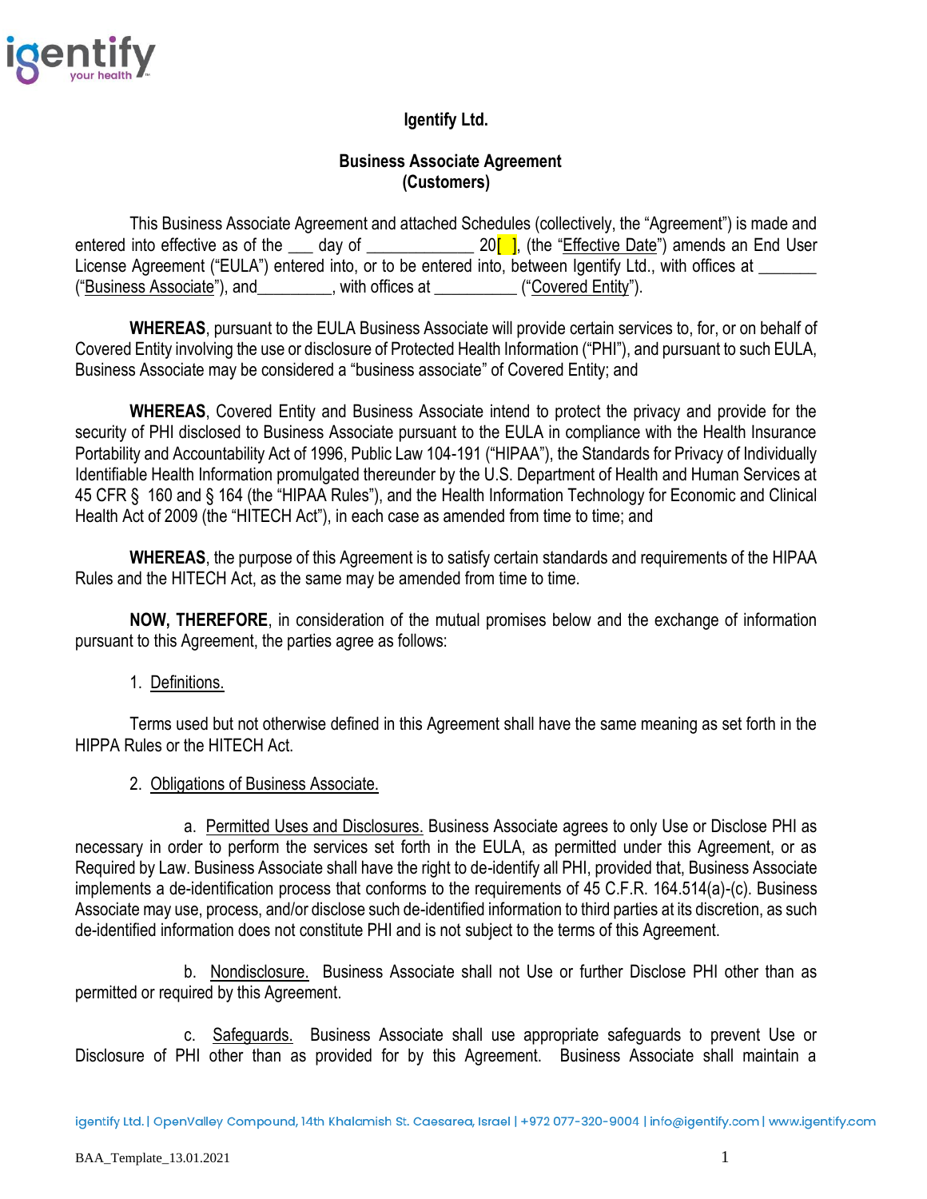**Igentify Ltd.**

**Business Associate Agreement**
**(Customers)**

This Business Associate Agreement and attached Schedules (collectively, the "Agreement") is made and entered into effective as of the ___ day of ____________ 20[ ], (the "Effective Date") amends an End User License Agreement ("EULA") entered into, or to be entered into, between Igentify Ltd., with offices at _______ ("Business Associate"), and_________, with offices at __________ ("Covered Entity").

**WHEREAS**, pursuant to the EULA Business Associate will provide certain services to, for, or on behalf of Covered Entity involving the use or disclosure of Protected Health Information ("PHI"), and pursuant to such EULA, Business Associate may be considered a "business associate" of Covered Entity; and

**WHEREAS**, Covered Entity and Business Associate intend to protect the privacy and provide for the security of PHI disclosed to Business Associate pursuant to the EULA in compliance with the Health Insurance Portability and Accountability Act of 1996, Public Law 104-191 ("HIPAA"), the Standards for Privacy of Individually Identifiable Health Information promulgated thereunder by the U.S. Department of Health and Human Services at 45 CFR § 160 and § 164 (the "HIPAA Rules"), and the Health Information Technology for Economic and Clinical Health Act of 2009 (the "HITECH Act"), in each case as amended from time to time; and

**WHEREAS**, the purpose of this Agreement is to satisfy certain standards and requirements of the HIPAA Rules and the HITECH Act, as the same may be amended from time to time.

**NOW, THEREFORE**, in consideration of the mutual promises below and the exchange of information pursuant to this Agreement, the parties agree as follows:

1. Definitions.

Terms used but not otherwise defined in this Agreement shall have the same meaning as set forth in the HIPPA Rules or the HITECH Act.

2. Obligations of Business Associate.

a. Permitted Uses and Disclosures. Business Associate agrees to only Use or Disclose PHI as necessary in order to perform the services set forth in the EULA, as permitted under this Agreement, or as Required by Law. Business Associate shall have the right to de-identify all PHI, provided that, Business Associate implements a de-identification process that conforms to the requirements of 45 C.F.R. 164.514(a)-(c). Business Associate may use, process, and/or disclose such de-identified information to third parties at its discretion, as such de-identified information does not constitute PHI and is not subject to the terms of this Agreement.

b. Nondisclosure. Business Associate shall not Use or further Disclose PHI other than as permitted or required by this Agreement.

c. Safeguards. Business Associate shall use appropriate safeguards to prevent Use or Disclosure of PHI other than as provided for by this Agreement. Business Associate shall maintain a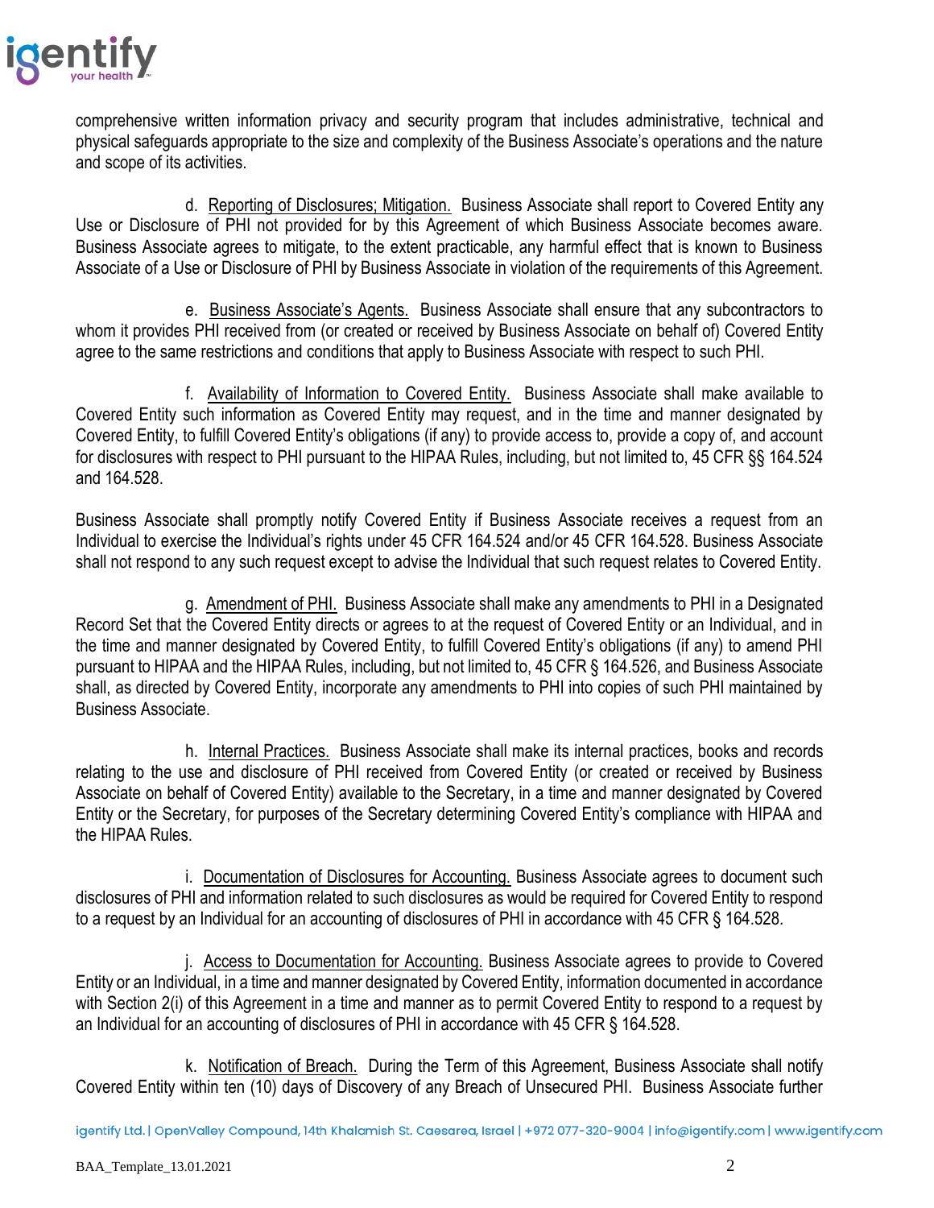comprehensive written information privacy and security program that includes administrative, technical and physical safeguards appropriate to the size and complexity of the Business Associate's operations and the nature and scope of its activities.

d. Reporting of Disclosures; Mitigation. Business Associate shall report to Covered Entity any Use or Disclosure of PHI not provided for by this Agreement of which Business Associate becomes aware. Business Associate agrees to mitigate, to the extent practicable, any harmful effect that is known to Business Associate of a Use or Disclosure of PHI by Business Associate in violation of the requirements of this Agreement.

e. Business Associate's Agents. Business Associate shall ensure that any subcontractors to whom it provides PHI received from (or created or received by Business Associate on behalf of) Covered Entity agree to the same restrictions and conditions that apply to Business Associate with respect to such PHI.

f. Availability of Information to Covered Entity. Business Associate shall make available to Covered Entity such information as Covered Entity may request, and in the time and manner designated by Covered Entity, to fulfill Covered Entity's obligations (if any) to provide access to, provide a copy of, and account for disclosures with respect to PHI pursuant to the HIPAA Rules, including, but not limited to, 45 CFR §§ 164.524 and 164.528.

Business Associate shall promptly notify Covered Entity if Business Associate receives a request from an Individual to exercise the Individual's rights under 45 CFR 164.524 and/or 45 CFR 164.528. Business Associate shall not respond to any such request except to advise the Individual that such request relates to Covered Entity.

g. Amendment of PHI. Business Associate shall make any amendments to PHI in a Designated Record Set that the Covered Entity directs or agrees to at the request of Covered Entity or an Individual, and in the time and manner designated by Covered Entity, to fulfill Covered Entity's obligations (if any) to amend PHI pursuant to HIPAA and the HIPAA Rules, including, but not limited to, 45 CFR § 164.526, and Business Associate shall, as directed by Covered Entity, incorporate any amendments to PHI into copies of such PHI maintained by Business Associate.

h. Internal Practices. Business Associate shall make its internal practices, books and records relating to the use and disclosure of PHI received from Covered Entity (or created or received by Business Associate on behalf of Covered Entity) available to the Secretary, in a time and manner designated by Covered Entity or the Secretary, for purposes of the Secretary determining Covered Entity's compliance with HIPAA and the HIPAA Rules.

i. Documentation of Disclosures for Accounting. Business Associate agrees to document such disclosures of PHI and information related to such disclosures as would be required for Covered Entity to respond to a request by an Individual for an accounting of disclosures of PHI in accordance with 45 CFR § 164.528.

j. Access to Documentation for Accounting. Business Associate agrees to provide to Covered Entity or an Individual, in a time and manner designated by Covered Entity, information documented in accordance with Section 2(i) of this Agreement in a time and manner as to permit Covered Entity to respond to a request by an Individual for an accounting of disclosures of PHI in accordance with 45 CFR § 164.528.

k. Notification of Breach. During the Term of this Agreement, Business Associate shall notify Covered Entity within ten (10) days of Discovery of any Breach of Unsecured PHI. Business Associate further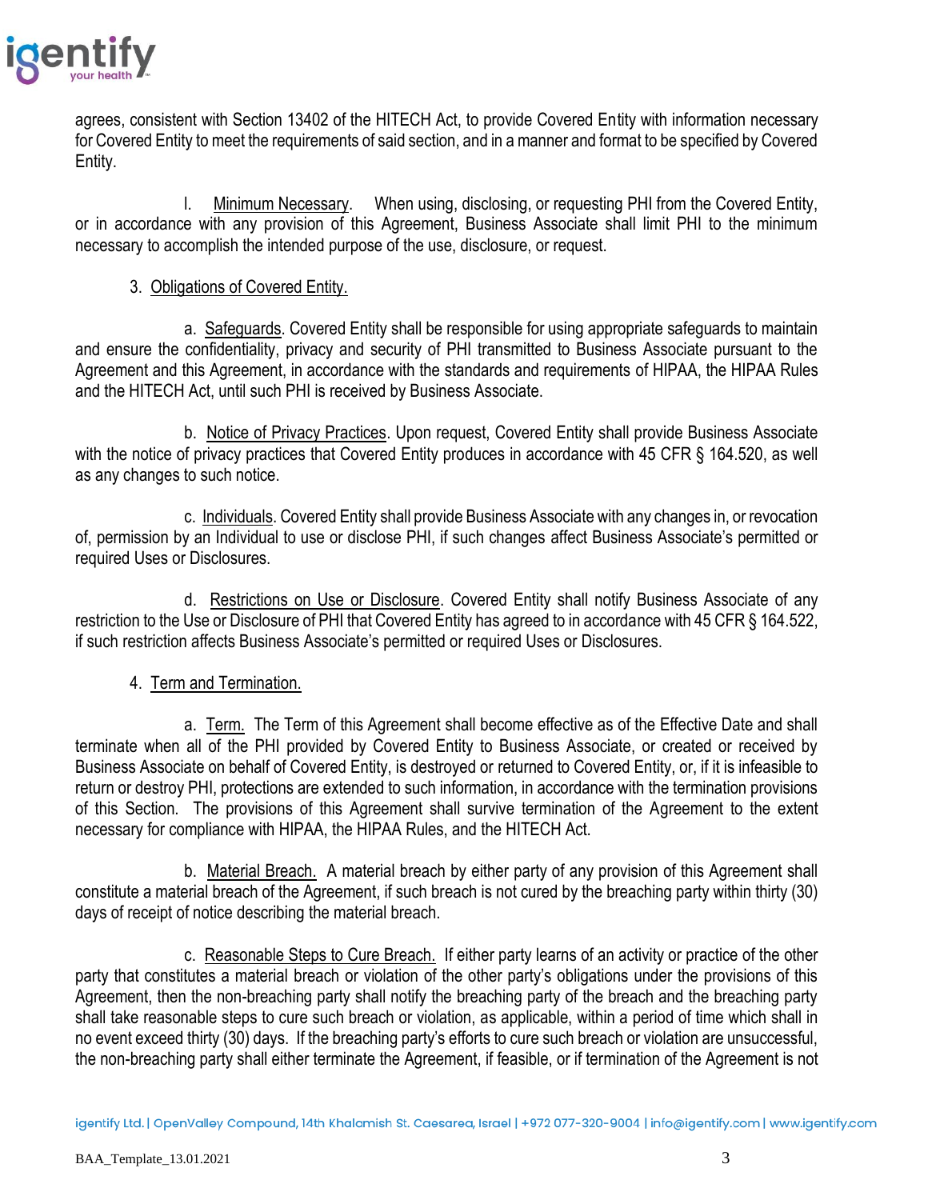agrees, consistent with Section 13402 of the HITECH Act, to provide Covered Entity with information necessary for Covered Entity to meet the requirements of said section, and in a manner and format to be specified by Covered Entity.

l. Minimum Necessary. When using, disclosing, or requesting PHI from the Covered Entity, or in accordance with any provision of this Agreement, Business Associate shall limit PHI to the minimum necessary to accomplish the intended purpose of the use, disclosure, or request.

3. Obligations of Covered Entity.

a. Safeguards. Covered Entity shall be responsible for using appropriate safeguards to maintain and ensure the confidentiality, privacy and security of PHI transmitted to Business Associate pursuant to the Agreement and this Agreement, in accordance with the standards and requirements of HIPAA, the HIPAA Rules and the HITECH Act, until such PHI is received by Business Associate.

b. Notice of Privacy Practices. Upon request, Covered Entity shall provide Business Associate with the notice of privacy practices that Covered Entity produces in accordance with 45 CFR § 164.520, as well as any changes to such notice.

c. Individuals. Covered Entity shall provide Business Associate with any changes in, or revocation of, permission by an Individual to use or disclose PHI, if such changes affect Business Associate's permitted or required Uses or Disclosures.

d. Restrictions on Use or Disclosure. Covered Entity shall notify Business Associate of any restriction to the Use or Disclosure of PHI that Covered Entity has agreed to in accordance with 45 CFR § 164.522, if such restriction affects Business Associate's permitted or required Uses or Disclosures.

4. Term and Termination.

a. Term. The Term of this Agreement shall become effective as of the Effective Date and shall terminate when all of the PHI provided by Covered Entity to Business Associate, or created or received by Business Associate on behalf of Covered Entity, is destroyed or returned to Covered Entity, or, if it is infeasible to return or destroy PHI, protections are extended to such information, in accordance with the termination provisions of this Section. The provisions of this Agreement shall survive termination of the Agreement to the extent necessary for compliance with HIPAA, the HIPAA Rules, and the HITECH Act.

b. Material Breach. A material breach by either party of any provision of this Agreement shall constitute a material breach of the Agreement, if such breach is not cured by the breaching party within thirty (30) days of receipt of notice describing the material breach.

c. Reasonable Steps to Cure Breach. If either party learns of an activity or practice of the other party that constitutes a material breach or violation of the other party's obligations under the provisions of this Agreement, then the non-breaching party shall notify the breaching party of the breach and the breaching party shall take reasonable steps to cure such breach or violation, as applicable, within a period of time which shall in no event exceed thirty (30) days. If the breaching party's efforts to cure such breach or violation are unsuccessful, the non-breaching party shall either terminate the Agreement, if feasible, or if termination of the Agreement is not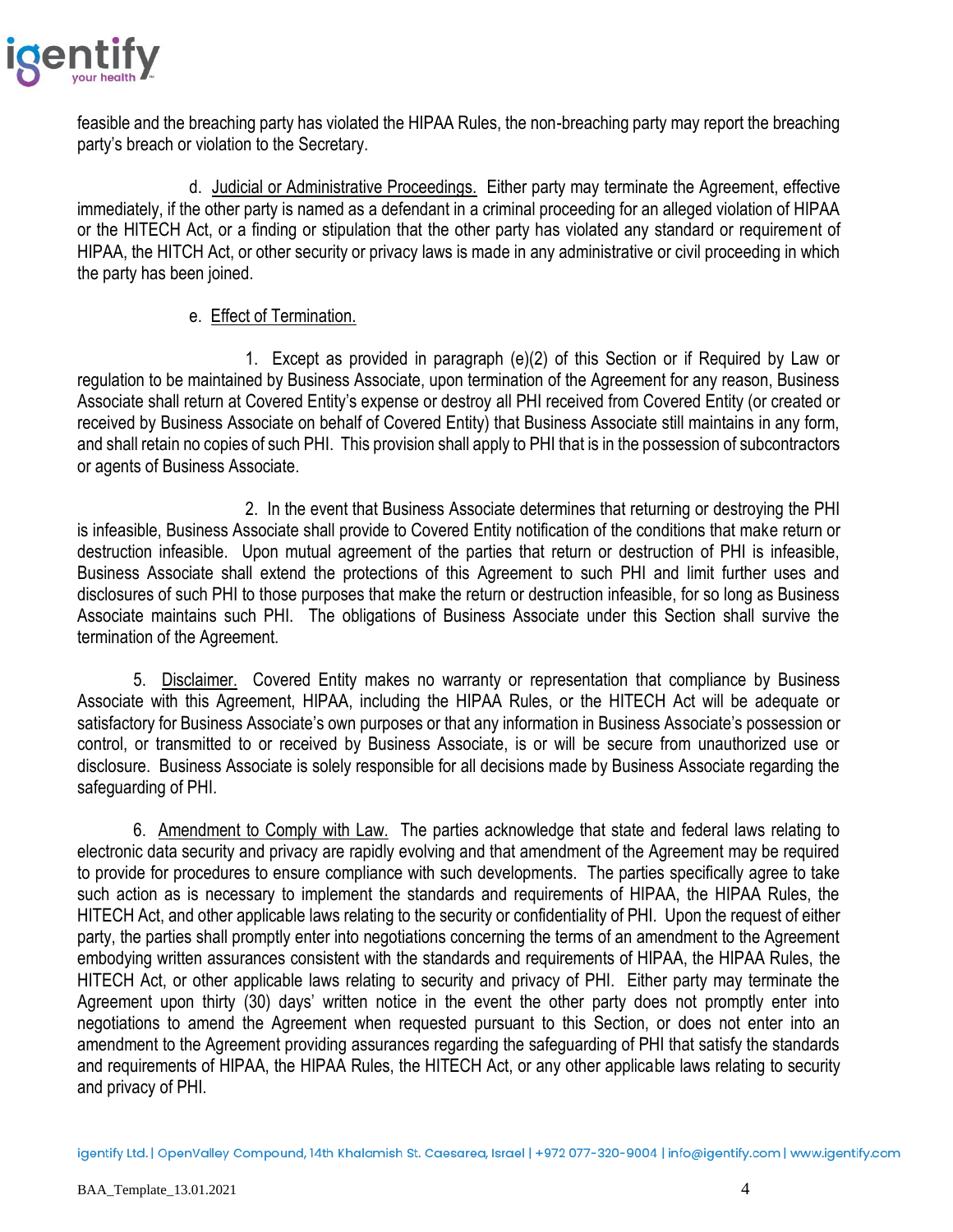feasible and the breaching party has violated the HIPAA Rules, the non-breaching party may report the breaching party's breach or violation to the Secretary.

d. Judicial or Administrative Proceedings. Either party may terminate the Agreement, effective immediately, if the other party is named as a defendant in a criminal proceeding for an alleged violation of HIPAA or the HITECH Act, or a finding or stipulation that the other party has violated any standard or requirement of HIPAA, the HITCH Act, or other security or privacy laws is made in any administrative or civil proceeding in which the party has been joined.

e. Effect of Termination.

1. Except as provided in paragraph (e)(2) of this Section or if Required by Law or regulation to be maintained by Business Associate, upon termination of the Agreement for any reason, Business Associate shall return at Covered Entity's expense or destroy all PHI received from Covered Entity (or created or received by Business Associate on behalf of Covered Entity) that Business Associate still maintains in any form, and shall retain no copies of such PHI. This provision shall apply to PHI that is in the possession of subcontractors or agents of Business Associate.

2. In the event that Business Associate determines that returning or destroying the PHI is infeasible, Business Associate shall provide to Covered Entity notification of the conditions that make return or destruction infeasible. Upon mutual agreement of the parties that return or destruction of PHI is infeasible, Business Associate shall extend the protections of this Agreement to such PHI and limit further uses and disclosures of such PHI to those purposes that make the return or destruction infeasible, for so long as Business Associate maintains such PHI. The obligations of Business Associate under this Section shall survive the termination of the Agreement.

5. Disclaimer. Covered Entity makes no warranty or representation that compliance by Business Associate with this Agreement, HIPAA, including the HIPAA Rules, or the HITECH Act will be adequate or satisfactory for Business Associate's own purposes or that any information in Business Associate's possession or control, or transmitted to or received by Business Associate, is or will be secure from unauthorized use or disclosure. Business Associate is solely responsible for all decisions made by Business Associate regarding the safeguarding of PHI.

6. Amendment to Comply with Law. The parties acknowledge that state and federal laws relating to electronic data security and privacy are rapidly evolving and that amendment of the Agreement may be required to provide for procedures to ensure compliance with such developments. The parties specifically agree to take such action as is necessary to implement the standards and requirements of HIPAA, the HIPAA Rules, the HITECH Act, and other applicable laws relating to the security or confidentiality of PHI. Upon the request of either party, the parties shall promptly enter into negotiations concerning the terms of an amendment to the Agreement embodying written assurances consistent with the standards and requirements of HIPAA, the HIPAA Rules, the HITECH Act, or other applicable laws relating to security and privacy of PHI. Either party may terminate the Agreement upon thirty (30) days' written notice in the event the other party does not promptly enter into negotiations to amend the Agreement when requested pursuant to this Section, or does not enter into an amendment to the Agreement providing assurances regarding the safeguarding of PHI that satisfy the standards and requirements of HIPAA, the HIPAA Rules, the HITECH Act, or any other applicable laws relating to security and privacy of PHI.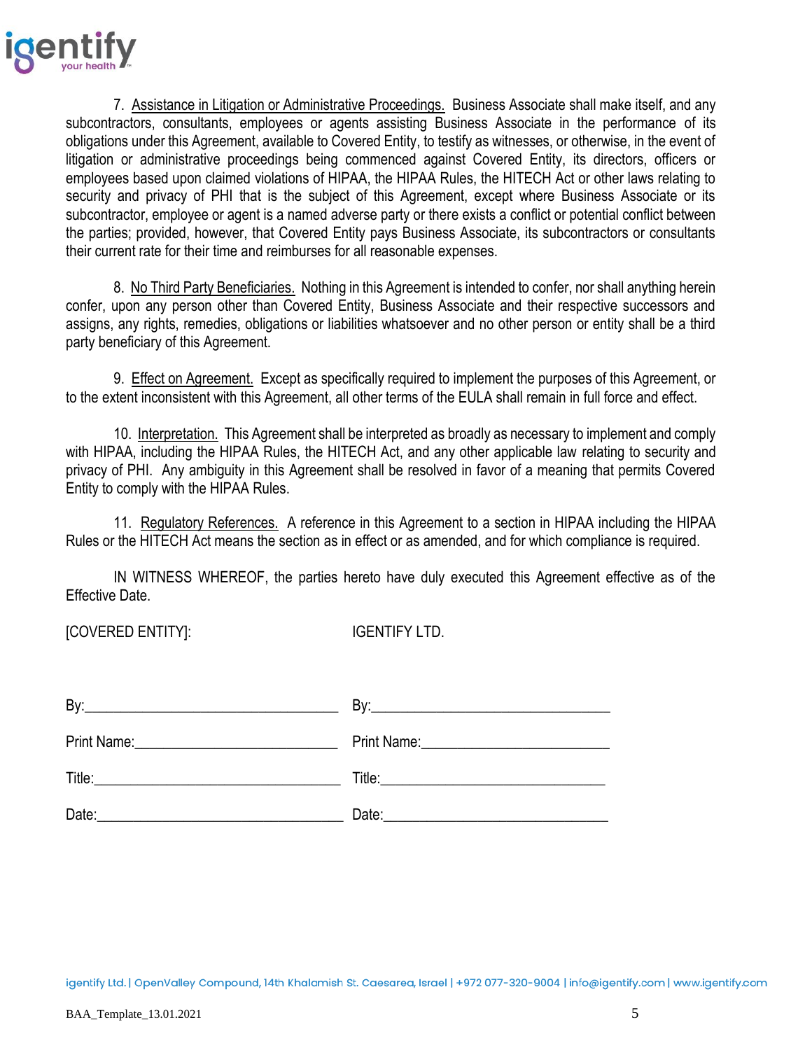7. Assistance in Litigation or Administrative Proceedings. Business Associate shall make itself, and any subcontractors, consultants, employees or agents assisting Business Associate in the performance of its obligations under this Agreement, available to Covered Entity, to testify as witnesses, or otherwise, in the event of litigation or administrative proceedings being commenced against Covered Entity, its directors, officers or employees based upon claimed violations of HIPAA, the HIPAA Rules, the HITECH Act or other laws relating to security and privacy of PHI that is the subject of this Agreement, except where Business Associate or its subcontractor, employee or agent is a named adverse party or there exists a conflict or potential conflict between the parties; provided, however, that Covered Entity pays Business Associate, its subcontractors or consultants their current rate for their time and reimburses for all reasonable expenses.

8. No Third Party Beneficiaries. Nothing in this Agreement is intended to confer, nor shall anything herein confer, upon any person other than Covered Entity, Business Associate and their respective successors and assigns, any rights, remedies, obligations or liabilities whatsoever and no other person or entity shall be a third party beneficiary of this Agreement.

9. Effect on Agreement. Except as specifically required to implement the purposes of this Agreement, or to the extent inconsistent with this Agreement, all other terms of the EULA shall remain in full force and effect.

10. Interpretation. This Agreement shall be interpreted as broadly as necessary to implement and comply with HIPAA, including the HIPAA Rules, the HITECH Act, and any other applicable law relating to security and privacy of PHI. Any ambiguity in this Agreement shall be resolved in favor of a meaning that permits Covered Entity to comply with the HIPAA Rules.

11. Regulatory References. A reference in this Agreement to a section in HIPAA including the HIPAA Rules or the HITECH Act means the section as in effect or as amended, and for which compliance is required.

IN WITNESS WHEREOF, the parties hereto have duly executed this Agreement effective as of the Effective Date.

| [COVERED ENTITY]: | IGENTIFY LTD. |
| --- | --- |
| By:______________________________ | By:______________________________ |
| Print Name:________________________ | Print Name:________________________ |
| Title:_____________________________ | Title:_____________________________ |
| Date:_____________________________ | Date:_____________________________ |

igentify Ltd. | OpenValley Compound, 14th Khalamish St. Caesarea, Israel | +972 077-320-9004 | info@igentify.com | www.igentify.com

BAA_Template_13.01.2021